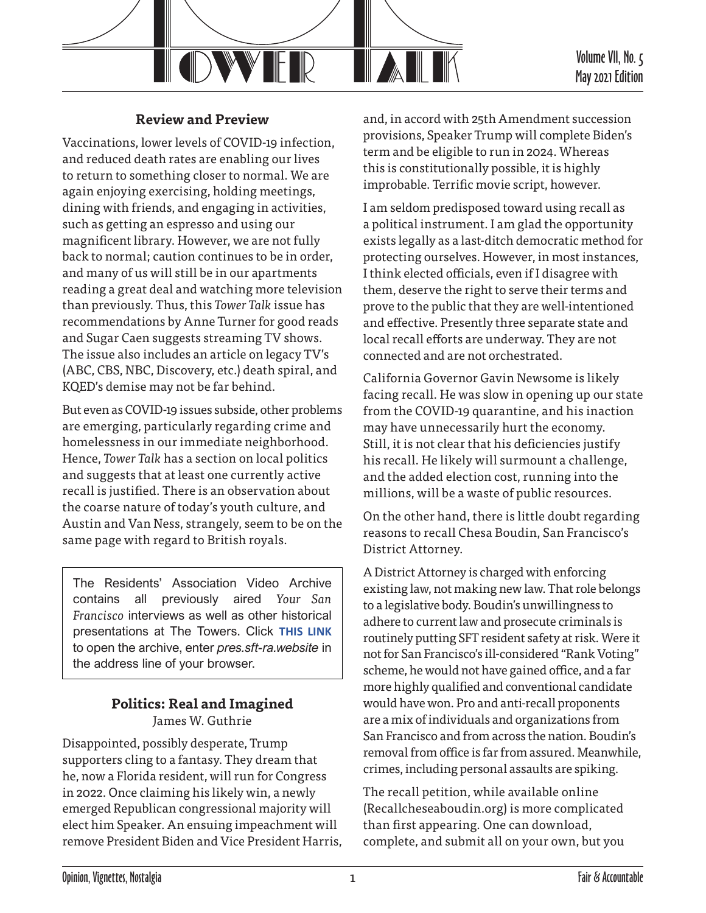# Tower Talk

Volume VII, No. 5
May 2021 Edition

## Review and Preview

Vaccinations, lower levels of COVID-19 infection, and reduced death rates are enabling our lives to return to something closer to normal. We are again enjoying exercising, holding meetings, dining with friends, and engaging in activities, such as getting an espresso and using our magnificent library. However, we are not fully back to normal; caution continues to be in order, and many of us will still be in our apartments reading a great deal and watching more television than previously. Thus, this *Tower Talk* issue has recommendations by Anne Turner for good reads and Sugar Caen suggests streaming TV shows. The issue also includes an article on legacy TV's (ABC, CBS, NBC, Discovery, etc.) death spiral, and KQED's demise may not be far behind.

But even as COVID-19 issues subside, other problems are emerging, particularly regarding crime and homelessness in our immediate neighborhood. Hence, *Tower Talk* has a section on local politics and suggests that at least one currently active recall is justified. There is an observation about the coarse nature of today's youth culture, and Austin and Van Ness, strangely, seem to be on the same page with regard to British royals.

> The Residents' Association Video Archive contains all previously aired *Your San Francisco* interviews as well as other historical presentations at The Towers. Click **THIS LINK** to open the archive, enter *pres.sft-ra.website* in the address line of your browser.

## Politics: Real and Imagined

James W. Guthrie

Disappointed, possibly desperate, Trump supporters cling to a fantasy. They dream that he, now a Florida resident, will run for Congress in 2022. Once claiming his likely win, a newly emerged Republican congressional majority will elect him Speaker. An ensuing impeachment will remove President Biden and Vice President Harris, and, in accord with 25th Amendment succession provisions, Speaker Trump will complete Biden's term and be eligible to run in 2024. Whereas this is constitutionally possible, it is highly improbable. Terrific movie script, however.

I am seldom predisposed toward using recall as a political instrument. I am glad the opportunity exists legally as a last-ditch democratic method for protecting ourselves. However, in most instances, I think elected officials, even if I disagree with them, deserve the right to serve their terms and prove to the public that they are well-intentioned and effective. Presently three separate state and local recall efforts are underway. They are not connected and are not orchestrated.

California Governor Gavin Newsome is likely facing recall. He was slow in opening up our state from the COVID-19 quarantine, and his inaction may have unnecessarily hurt the economy. Still, it is not clear that his deficiencies justify his recall. He likely will surmount a challenge, and the added election cost, running into the millions, will be a waste of public resources.

On the other hand, there is little doubt regarding reasons to recall Chesa Boudin, San Francisco's District Attorney.

A District Attorney is charged with enforcing existing law, not making new law. That role belongs to a legislative body. Boudin's unwillingness to adhere to current law and prosecute criminals is routinely putting SFT resident safety at risk. Were it not for San Francisco's ill-considered "Rank Voting" scheme, he would not have gained office, and a far more highly qualified and conventional candidate would have won. Pro and anti-recall proponents are a mix of individuals and organizations from San Francisco and from across the nation. Boudin's removal from office is far from assured. Meanwhile, crimes, including personal assaults are spiking.

The recall petition, while available online (Recallcheseaboudin.org) is more complicated than first appearing. One can download, complete, and submit all on your own, but you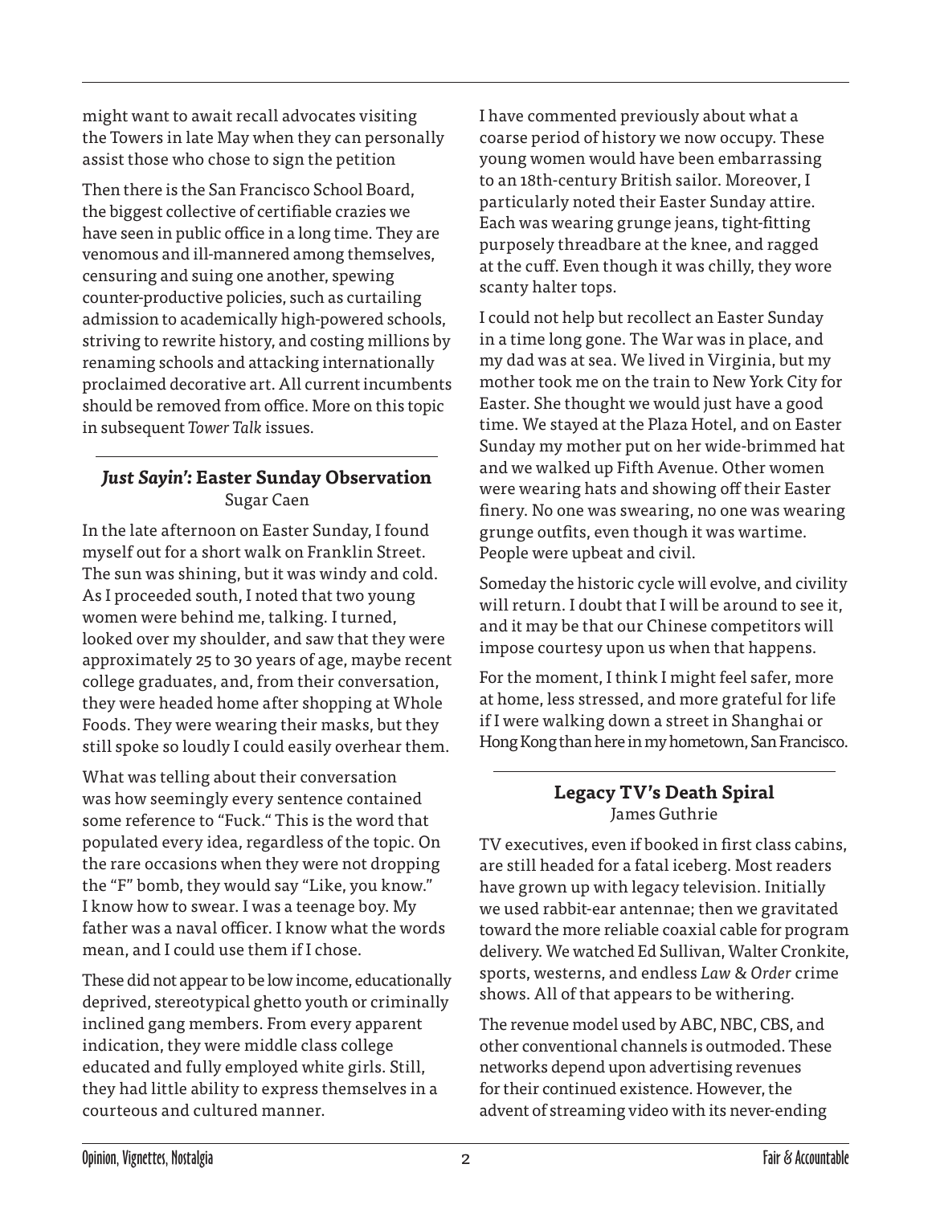might want to await recall advocates visiting the Towers in late May when they can personally assist those who chose to sign the petition

Then there is the San Francisco School Board, the biggest collective of certifiable crazies we have seen in public office in a long time. They are venomous and ill-mannered among themselves, censuring and suing one another, spewing counter-productive policies, such as curtailing admission to academically high-powered schools, striving to rewrite history, and costing millions by renaming schools and attacking internationally proclaimed decorative art. All current incumbents should be removed from office. More on this topic in subsequent *Tower Talk* issues.

## *Just Sayin':* Easter Sunday Observation

Sugar Caen

In the late afternoon on Easter Sunday, I found myself out for a short walk on Franklin Street. The sun was shining, but it was windy and cold. As I proceeded south, I noted that two young women were behind me, talking. I turned, looked over my shoulder, and saw that they were approximately 25 to 30 years of age, maybe recent college graduates, and, from their conversation, they were headed home after shopping at Whole Foods. They were wearing their masks, but they still spoke so loudly I could easily overhear them.

What was telling about their conversation was how seemingly every sentence contained some reference to "Fuck." This is the word that populated every idea, regardless of the topic. On the rare occasions when they were not dropping the "F" bomb, they would say "Like, you know." I know how to swear. I was a teenage boy. My father was a naval officer. I know what the words mean, and I could use them if I chose.

These did not appear to be low income, educationally deprived, stereotypical ghetto youth or criminally inclined gang members. From every apparent indication, they were middle class college educated and fully employed white girls. Still, they had little ability to express themselves in a courteous and cultured manner.

I have commented previously about what a coarse period of history we now occupy. These young women would have been embarrassing to an 18th-century British sailor. Moreover, I particularly noted their Easter Sunday attire. Each was wearing grunge jeans, tight-fitting purposely threadbare at the knee, and ragged at the cuff. Even though it was chilly, they wore scanty halter tops.

I could not help but recollect an Easter Sunday in a time long gone. The War was in place, and my dad was at sea. We lived in Virginia, but my mother took me on the train to New York City for Easter. She thought we would just have a good time. We stayed at the Plaza Hotel, and on Easter Sunday my mother put on her wide-brimmed hat and we walked up Fifth Avenue. Other women were wearing hats and showing off their Easter finery. No one was swearing, no one was wearing grunge outfits, even though it was wartime. People were upbeat and civil.

Someday the historic cycle will evolve, and civility will return. I doubt that I will be around to see it, and it may be that our Chinese competitors will impose courtesy upon us when that happens.

For the moment, I think I might feel safer, more at home, less stressed, and more grateful for life if I were walking down a street in Shanghai or Hong Kong than here in my hometown, San Francisco.

## Legacy TV's Death Spiral

James Guthrie

TV executives, even if booked in first class cabins, are still headed for a fatal iceberg. Most readers have grown up with legacy television. Initially we used rabbit-ear antennae; then we gravitated toward the more reliable coaxial cable for program delivery. We watched Ed Sullivan, Walter Cronkite, sports, westerns, and endless *Law & Order* crime shows. All of that appears to be withering.

The revenue model used by ABC, NBC, CBS, and other conventional channels is outmoded. These networks depend upon advertising revenues for their continued existence. However, the advent of streaming video with its never-ending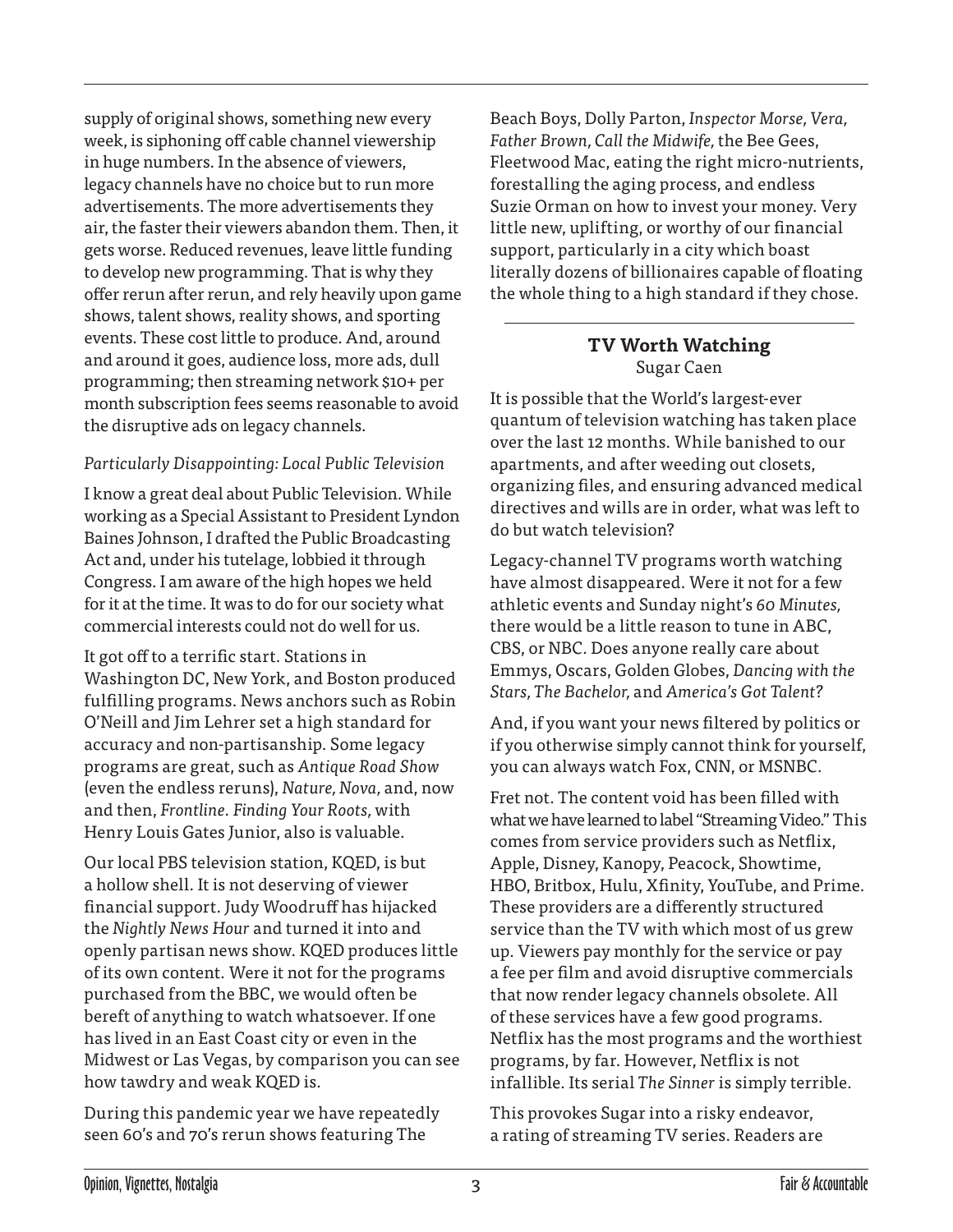supply of original shows, something new every week, is siphoning off cable channel viewership in huge numbers. In the absence of viewers, legacy channels have no choice but to run more advertisements. The more advertisements they air, the faster their viewers abandon them. Then, it gets worse. Reduced revenues, leave little funding to develop new programming. That is why they offer rerun after rerun, and rely heavily upon game shows, talent shows, reality shows, and sporting events. These cost little to produce. And, around and around it goes, audience loss, more ads, dull programming; then streaming network $10+ per month subscription fees seems reasonable to avoid the disruptive ads on legacy channels.

*Particularly Disappointing: Local Public Television*

I know a great deal about Public Television. While working as a Special Assistant to President Lyndon Baines Johnson, I drafted the Public Broadcasting Act and, under his tutelage, lobbied it through Congress. I am aware of the high hopes we held for it at the time. It was to do for our society what commercial interests could not do well for us.

It got off to a terrific start. Stations in Washington DC, New York, and Boston produced fulfilling programs. News anchors such as Robin O'Neill and Jim Lehrer set a high standard for accuracy and non-partisanship. Some legacy programs are great, such as *Antique Road Show* (even the endless reruns), *Nature, Nova,* and, now and then, *Frontline*. *Finding Your Roots,* with Henry Louis Gates Junior, also is valuable.

Our local PBS television station, KQED, is but a hollow shell. It is not deserving of viewer financial support. Judy Woodruff has hijacked the *Nightly News Hour* and turned it into and openly partisan news show. KQED produces little of its own content. Were it not for the programs purchased from the BBC, we would often be bereft of anything to watch whatsoever. If one has lived in an East Coast city or even in the Midwest or Las Vegas, by comparison you can see how tawdry and weak KQED is.

During this pandemic year we have repeatedly seen 60's and 70's rerun shows featuring The Beach Boys, Dolly Parton, *Inspector Morse, Vera, Father Brown, Call the Midwife,* the Bee Gees, Fleetwood Mac, eating the right micro-nutrients, forestalling the aging process, and endless Suzie Orman on how to invest your money. Very little new, uplifting, or worthy of our financial support, particularly in a city which boast literally dozens of billionaires capable of floating the whole thing to a high standard if they chose.

---

## TV Worth Watching

Sugar Caen

It is possible that the World's largest-ever quantum of television watching has taken place over the last 12 months. While banished to our apartments, and after weeding out closets, organizing files, and ensuring advanced medical directives and wills are in order, what was left to do but watch television?

Legacy-channel TV programs worth watching have almost disappeared. Were it not for a few athletic events and Sunday night's *60 Minutes,* there would be a little reason to tune in ABC, CBS, or NBC. Does anyone really care about Emmys, Oscars, Golden Globes, *Dancing with the Stars, The Bachelor,* and *America's Got Talent?*

And, if you want your news filtered by politics or if you otherwise simply cannot think for yourself, you can always watch Fox, CNN, or MSNBC.

Fret not. The content void has been filled with what we have learned to label "Streaming Video." This comes from service providers such as Netflix, Apple, Disney, Kanopy, Peacock, Showtime, HBO, Britbox, Hulu, Xfinity, YouTube, and Prime. These providers are a differently structured service than the TV with which most of us grew up. Viewers pay monthly for the service or pay a fee per film and avoid disruptive commercials that now render legacy channels obsolete. All of these services have a few good programs. Netflix has the most programs and the worthiest programs, by far. However, Netflix is not infallible. Its serial *The Sinner* is simply terrible.

This provokes Sugar into a risky endeavor, a rating of streaming TV series. Readers are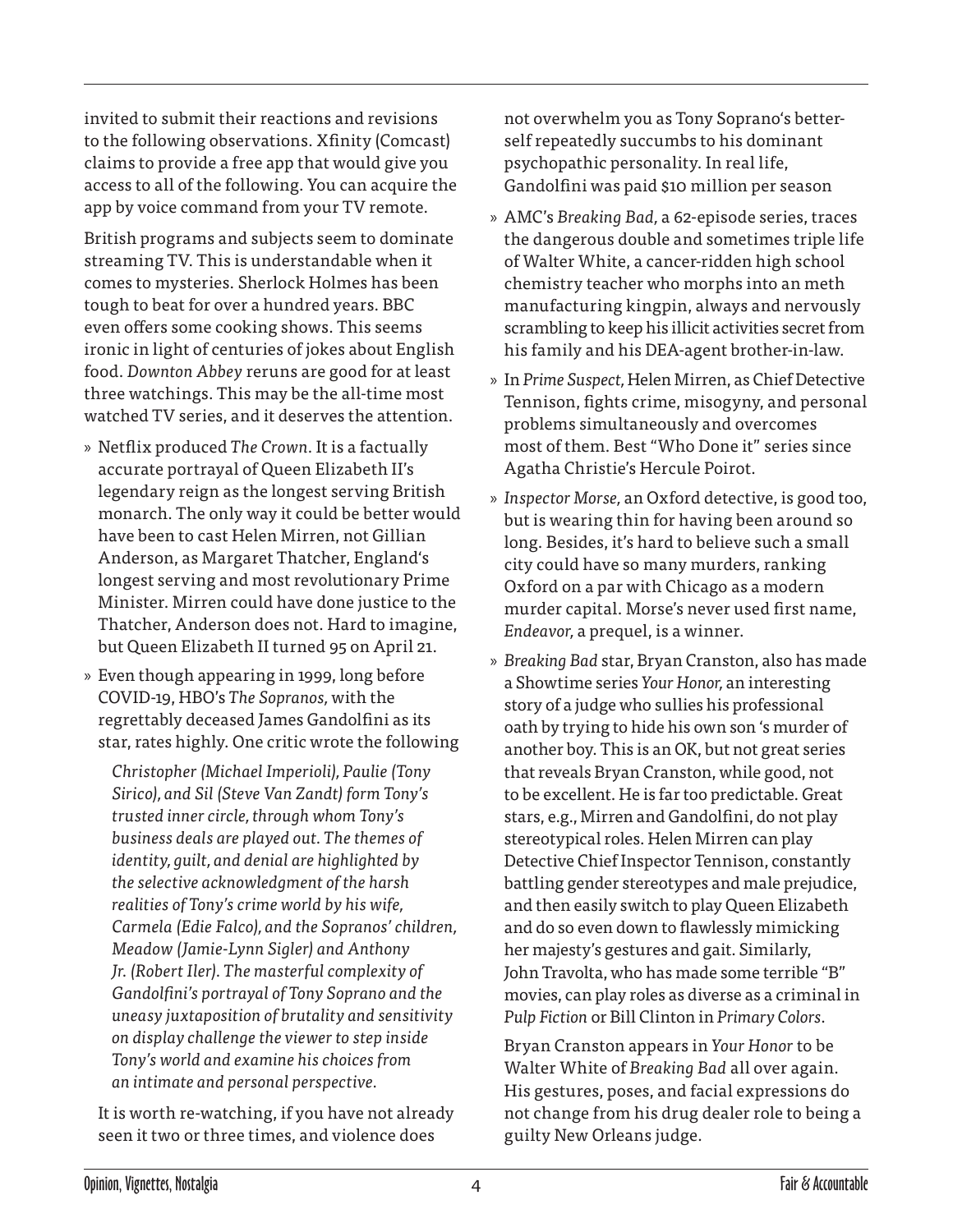invited to submit their reactions and revisions to the following observations. Xfinity (Comcast) claims to provide a free app that would give you access to all of the following. You can acquire the app by voice command from your TV remote.

British programs and subjects seem to dominate streaming TV. This is understandable when it comes to mysteries. Sherlock Holmes has been tough to beat for over a hundred years. BBC even offers some cooking shows. This seems ironic in light of centuries of jokes about English food. *Downton Abbey* reruns are good for at least three watchings. This may be the all-time most watched TV series, and it deserves the attention.

- Netflix produced *The Crown*. It is a factually accurate portrayal of Queen Elizabeth II's legendary reign as the longest serving British monarch. The only way it could be better would have been to cast Helen Mirren, not Gillian Anderson, as Margaret Thatcher, England's longest serving and most revolutionary Prime Minister. Mirren could have done justice to the Thatcher, Anderson does not. Hard to imagine, but Queen Elizabeth II turned 95 on April 21.
- Even though appearing in 1999, long before COVID-19, HBO's *The Sopranos,* with the regrettably deceased James Gandolfini as its star, rates highly. One critic wrote the following

  *Christopher (Michael Imperioli), Paulie (Tony Sirico), and Sil (Steve Van Zandt) form Tony's trusted inner circle, through whom Tony's business deals are played out. The themes of identity, guilt, and denial are highlighted by the selective acknowledgment of the harsh realities of Tony's crime world by his wife, Carmela (Edie Falco), and the Sopranos' children, Meadow (Jamie-Lynn Sigler) and Anthony Jr. (Robert Iler). The masterful complexity of Gandolfini's portrayal of Tony Soprano and the uneasy juxtaposition of brutality and sensitivity on display challenge the viewer to step inside Tony's world and examine his choices from an intimate and personal perspective.*

  It is worth re-watching, if you have not already seen it two or three times, and violence does not overwhelm you as Tony Soprano's better-self repeatedly succumbs to his dominant psychopathic personality. In real life, Gandolfini was paid $10 million per season
- AMC's *Breaking Bad,* a 62-episode series, traces the dangerous double and sometimes triple life of Walter White, a cancer-ridden high school chemistry teacher who morphs into an meth manufacturing kingpin, always and nervously scrambling to keep his illicit activities secret from his family and his DEA-agent brother-in-law.
- In *Prime Suspect,* Helen Mirren, as Chief Detective Tennison, fights crime, misogyny, and personal problems simultaneously and overcomes most of them. Best "Who Done it" series since Agatha Christie's Hercule Poirot.
- *Inspector Morse,* an Oxford detective, is good too, but is wearing thin for having been around so long. Besides, it's hard to believe such a small city could have so many murders, ranking Oxford on a par with Chicago as a modern murder capital. Morse's never used first name, *Endeavor,* a prequel, is a winner.
- *Breaking Bad* star, Bryan Cranston, also has made a Showtime series *Your Honor,* an interesting story of a judge who sullies his professional oath by trying to hide his own son 's murder of another boy. This is an OK, but not great series that reveals Bryan Cranston, while good, not to be excellent. He is far too predictable. Great stars, e.g., Mirren and Gandolfini, do not play stereotypical roles. Helen Mirren can play Detective Chief Inspector Tennison, constantly battling gender stereotypes and male prejudice, and then easily switch to play Queen Elizabeth and do so even down to flawlessly mimicking her majesty's gestures and gait. Similarly, John Travolta, who has made some terrible "B" movies, can play roles as diverse as a criminal in *Pulp Fiction* or Bill Clinton in *Primary Colors*.

  Bryan Cranston appears in *Your Honor* to be Walter White of *Breaking Bad* all over again. His gestures, poses, and facial expressions do not change from his drug dealer role to being a guilty New Orleans judge.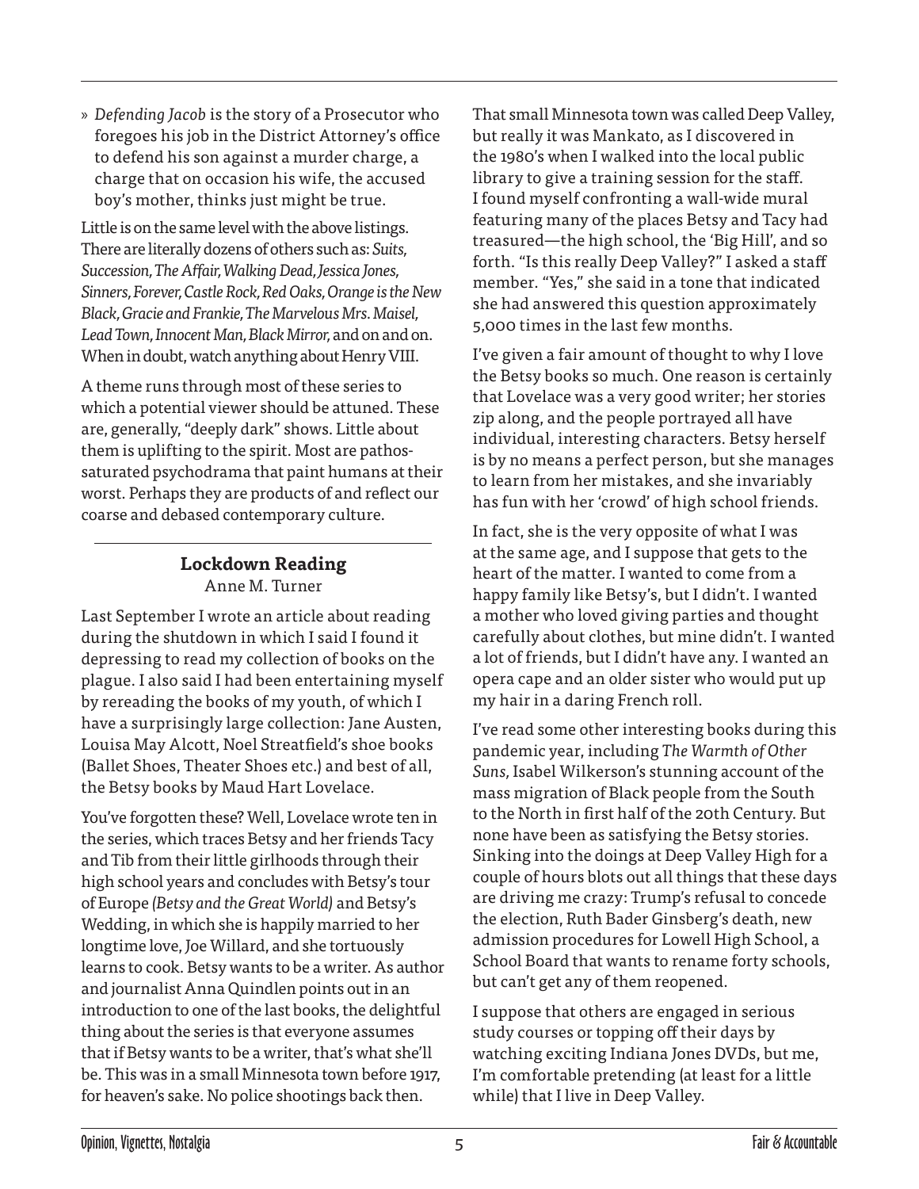» *Defending Jacob* is the story of a Prosecutor who foregoes his job in the District Attorney's office to defend his son against a murder charge, a charge that on occasion his wife, the accused boy's mother, thinks just might be true.

Little is on the same level with the above listings. There are literally dozens of others such as: *Suits, Succession, The Affair, Walking Dead, Jessica Jones, Sinners, Forever, Castle Rock, Red Oaks, Orange is the New Black, Gracie and Frankie, The Marvelous Mrs. Maisel, Lead Town, Innocent Man, Black Mirror,* and on and on. When in doubt, watch anything about Henry VIII.

A theme runs through most of these series to which a potential viewer should be attuned. These are, generally, "deeply dark" shows. Little about them is uplifting to the spirit. Most are pathos-saturated psychodrama that paint humans at their worst. Perhaps they are products of and reflect our coarse and debased contemporary culture.

## Lockdown Reading

Anne M. Turner

Last September I wrote an article about reading during the shutdown in which I said I found it depressing to read my collection of books on the plague. I also said I had been entertaining myself by rereading the books of my youth, of which I have a surprisingly large collection: Jane Austen, Louisa May Alcott, Noel Streatfield's shoe books (Ballet Shoes, Theater Shoes etc.) and best of all, the Betsy books by Maud Hart Lovelace.

You've forgotten these? Well, Lovelace wrote ten in the series, which traces Betsy and her friends Tacy and Tib from their little girlhoods through their high school years and concludes with Betsy's tour of Europe *(Betsy and the Great World)* and Betsy's Wedding, in which she is happily married to her longtime love, Joe Willard, and she tortuously learns to cook. Betsy wants to be a writer. As author and journalist Anna Quindlen points out in an introduction to one of the last books, the delightful thing about the series is that everyone assumes that if Betsy wants to be a writer, that's what she'll be. This was in a small Minnesota town before 1917, for heaven's sake. No police shootings back then.

That small Minnesota town was called Deep Valley, but really it was Mankato, as I discovered in the 1980's when I walked into the local public library to give a training session for the staff. I found myself confronting a wall-wide mural featuring many of the places Betsy and Tacy had treasured—the high school, the 'Big Hill', and so forth. "Is this really Deep Valley?" I asked a staff member. "Yes," she said in a tone that indicated she had answered this question approximately 5,000 times in the last few months.

I've given a fair amount of thought to why I love the Betsy books so much. One reason is certainly that Lovelace was a very good writer; her stories zip along, and the people portrayed all have individual, interesting characters. Betsy herself is by no means a perfect person, but she manages to learn from her mistakes, and she invariably has fun with her 'crowd' of high school friends.

In fact, she is the very opposite of what I was at the same age, and I suppose that gets to the heart of the matter. I wanted to come from a happy family like Betsy's, but I didn't. I wanted a mother who loved giving parties and thought carefully about clothes, but mine didn't. I wanted a lot of friends, but I didn't have any. I wanted an opera cape and an older sister who would put up my hair in a daring French roll.

I've read some other interesting books during this pandemic year, including *The Warmth of Other Suns*, Isabel Wilkerson's stunning account of the mass migration of Black people from the South to the North in first half of the 20th Century. But none have been as satisfying the Betsy stories. Sinking into the doings at Deep Valley High for a couple of hours blots out all things that these days are driving me crazy: Trump's refusal to concede the election, Ruth Bader Ginsberg's death, new admission procedures for Lowell High School, a School Board that wants to rename forty schools, but can't get any of them reopened.

I suppose that others are engaged in serious study courses or topping off their days by watching exciting Indiana Jones DVDs, but me, I'm comfortable pretending (at least for a little while) that I live in Deep Valley.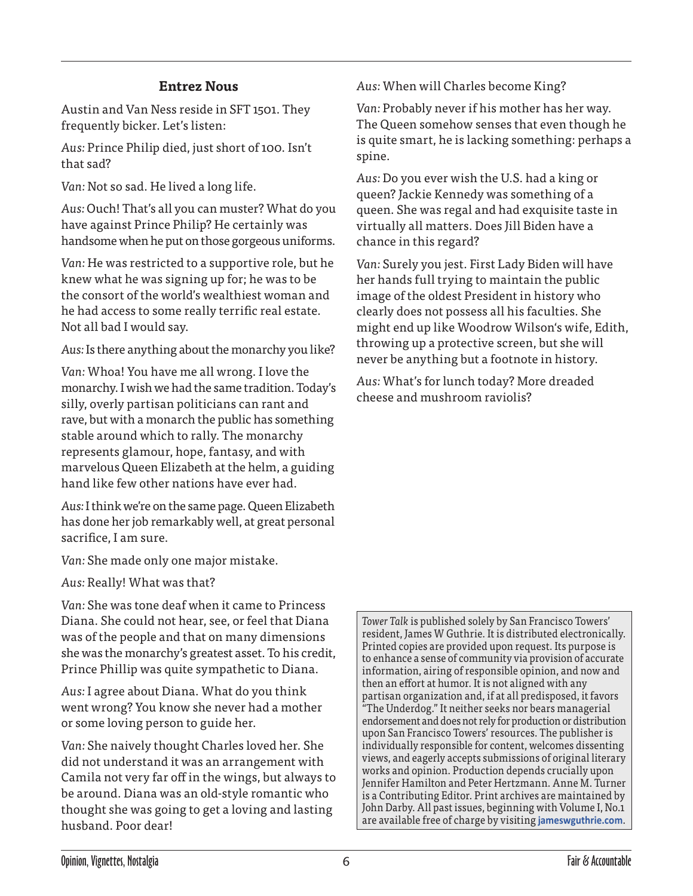## Entrez Nous

Austin and Van Ness reside in SFT 1501. They frequently bicker. Let's listen:

*Aus:* Prince Philip died, just short of 100. Isn't that sad?

*Van:* Not so sad. He lived a long life.

*Aus:* Ouch! That's all you can muster? What do you have against Prince Philip? He certainly was handsome when he put on those gorgeous uniforms.

*Van:* He was restricted to a supportive role, but he knew what he was signing up for; he was to be the consort of the world's wealthiest woman and he had access to some really terrific real estate. Not all bad I would say.

*Aus:* Is there anything about the monarchy you like?

*Van:* Whoa! You have me all wrong. I love the monarchy. I wish we had the same tradition. Today's silly, overly partisan politicians can rant and rave, but with a monarch the public has something stable around which to rally. The monarchy represents glamour, hope, fantasy, and with marvelous Queen Elizabeth at the helm, a guiding hand like few other nations have ever had.

*Aus:* I think we're on the same page. Queen Elizabeth has done her job remarkably well, at great personal sacrifice, I am sure.

*Van:* She made only one major mistake.

*Aus:* Really! What was that?

*Van:* She was tone deaf when it came to Princess Diana. She could not hear, see, or feel that Diana was of the people and that on many dimensions she was the monarchy's greatest asset. To his credit, Prince Phillip was quite sympathetic to Diana.

*Aus:* I agree about Diana. What do you think went wrong? You know she never had a mother or some loving person to guide her.

*Van:* She naively thought Charles loved her. She did not understand it was an arrangement with Camila not very far off in the wings, but always to be around. Diana was an old-style romantic who thought she was going to get a loving and lasting husband. Poor dear!

*Aus:* When will Charles become King?

*Van:* Probably never if his mother has her way. The Queen somehow senses that even though he is quite smart, he is lacking something: perhaps a spine.

*Aus:* Do you ever wish the U.S. had a king or queen? Jackie Kennedy was something of a queen. She was regal and had exquisite taste in virtually all matters. Does Jill Biden have a chance in this regard?

*Van:* Surely you jest. First Lady Biden will have her hands full trying to maintain the public image of the oldest President in history who clearly does not possess all his faculties. She might end up like Woodrow Wilson's wife, Edith, throwing up a protective screen, but she will never be anything but a footnote in history.

*Aus:* What's for lunch today? More dreaded cheese and mushroom raviolis?

*Tower Talk* is published solely by San Francisco Towers' resident, James W Guthrie. It is distributed electronically. Printed copies are provided upon request. Its purpose is to enhance a sense of community via provision of accurate information, airing of responsible opinion, and now and then an effort at humor. It is not aligned with any partisan organization and, if at all predisposed, it favors "The Underdog." It neither seeks nor bears managerial endorsement and does not rely for production or distribution upon San Francisco Towers' resources. The publisher is individually responsible for content, welcomes dissenting views, and eagerly accepts submissions of original literary works and opinion. Production depends crucially upon Jennifer Hamilton and Peter Hertzmann. Anne M. Turner is a Contributing Editor. Print archives are maintained by John Darby. All past issues, beginning with Volume I, No.1 are available free of charge by visiting **jameswguthrie.com**.